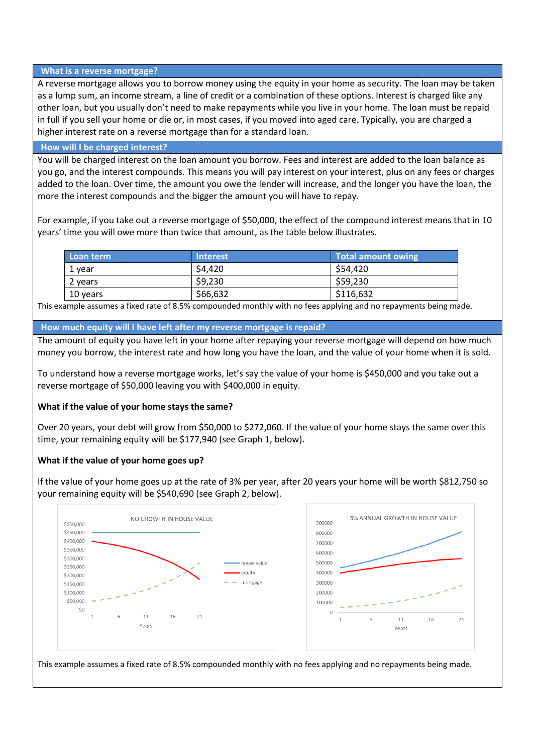## What is a reverse mortgage?

A reverse mortgage allows you to borrow money using the equity in your home as security. The loan may be taken as a lump sum, an income stream, a line of credit or a combination of these options. Interest is charged like any other loan, but you usually don't need to make repayments while you live in your home. The loan must be repaid in full if you sell your home or die or, in most cases, if you moved into aged care. Typically, you are charged a higher interest rate on a reverse mortgage than for a standard loan.

## How will I be charged interest?

You will be charged interest on the loan amount you borrow. Fees and interest are added to the loan balance as you go, and the interest compounds. This means you will pay interest on your interest, plus on any fees or charges added to the loan. Over time, the amount you owe the lender will increase, and the longer you have the loan, the more the interest compounds and the bigger the amount you will have to repay.

For example, if you take out a reverse mortgage of $50,000, the effect of the compound interest means that in 10 years' time you will owe more than twice that amount, as the table below illustrates.

| Loan term | Interest | Total amount owing |
|---|---|---|
| 1 year | $4,420 | $54,420 |
| 2 years | $9,230 | $59,230 |
| 10 years | $66,632 | $116,632 |

This example assumes a fixed rate of 8.5% compounded monthly with no fees applying and no repayments being made.

## How much equity will I have left after my reverse mortgage is repaid?

The amount of equity you have left in your home after repaying your reverse mortgage will depend on how much money you borrow, the interest rate and how long you have the loan, and the value of your home when it is sold.

To understand how a reverse mortgage works, let's say the value of your home is $450,000 and you take out a reverse mortgage of $50,000 leaving you with $400,000 in equity.

**What if the value of your home stays the same?**

Over 20 years, your debt will grow from $50,000 to $272,060. If the value of your home stays the same over this time, your remaining equity will be $177,940 (see Graph 1, below).

**What if the value of your home goes up?**

If the value of your home goes up at the rate of 3% per year, after 20 years your home will be worth $812,750 so your remaining equity will be $540,690 (see Graph 2, below).

This example assumes a fixed rate of 8.5% compounded monthly with no fees applying and no repayments being made.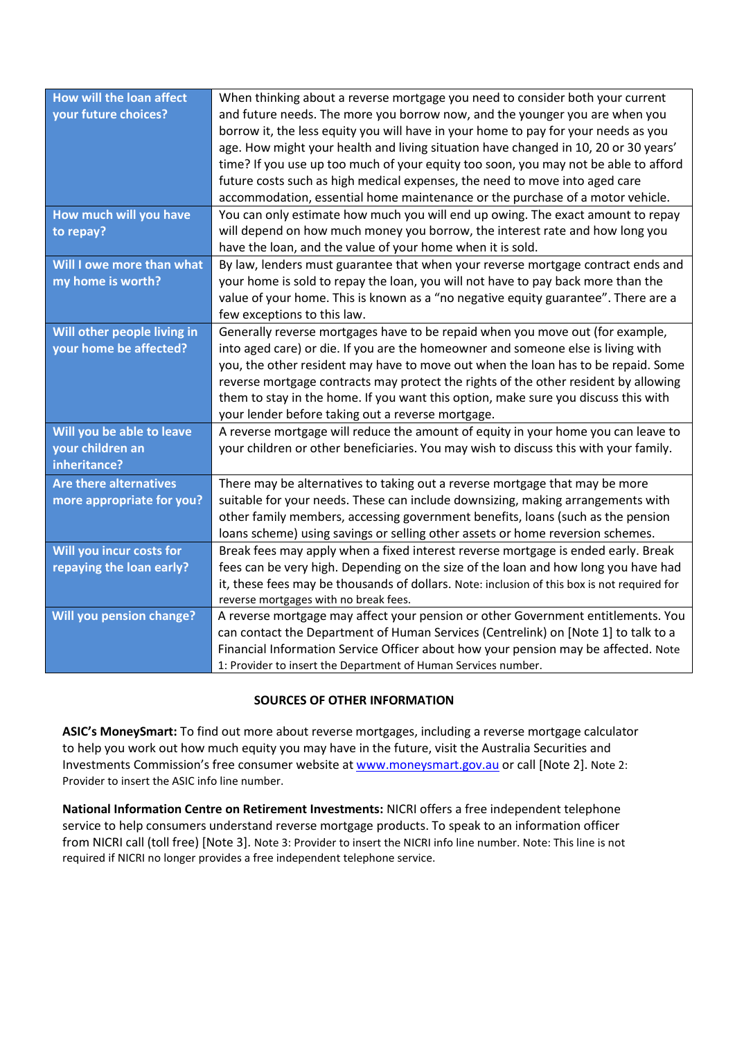| | |
|---|---|
| **How will the loan affect your future choices?** | When thinking about a reverse mortgage you need to consider both your current and future needs. The more you borrow now, and the younger you are when you borrow it, the less equity you will have in your home to pay for your needs as you age. How might your health and living situation have changed in 10, 20 or 30 years' time? If you use up too much of your equity too soon, you may not be able to afford future costs such as high medical expenses, the need to move into aged care accommodation, essential home maintenance or the purchase of a motor vehicle. |
| **How much will you have to repay?** | You can only estimate how much you will end up owing. The exact amount to repay will depend on how much money you borrow, the interest rate and how long you have the loan, and the value of your home when it is sold. |
| **Will I owe more than what my home is worth?** | By law, lenders must guarantee that when your reverse mortgage contract ends and your home is sold to repay the loan, you will not have to pay back more than the value of your home. This is known as a "no negative equity guarantee". There are a few exceptions to this law. |
| **Will other people living in your home be affected?** | Generally reverse mortgages have to be repaid when you move out (for example, into aged care) or die. If you are the homeowner and someone else is living with you, the other resident may have to move out when the loan has to be repaid. Some reverse mortgage contracts may protect the rights of the other resident by allowing them to stay in the home. If you want this option, make sure you discuss this with your lender before taking out a reverse mortgage. |
| **Will you be able to leave your children an inheritance?** | A reverse mortgage will reduce the amount of equity in your home you can leave to your children or other beneficiaries. You may wish to discuss this with your family. |
| **Are there alternatives more appropriate for you?** | There may be alternatives to taking out a reverse mortgage that may be more suitable for your needs. These can include downsizing, making arrangements with other family members, accessing government benefits, loans (such as the pension loans scheme) using savings or selling other assets or home reversion schemes. |
| **Will you incur costs for repaying the loan early?** | Break fees may apply when a fixed interest reverse mortgage is ended early. Break fees can be very high. Depending on the size of the loan and how long you have had it, these fees may be thousands of dollars. Note: inclusion of this box is not required for reverse mortgages with no break fees. |
| **Will you pension change?** | A reverse mortgage may affect your pension or other Government entitlements. You can contact the Department of Human Services (Centrelink) on [Note 1] to talk to a Financial Information Service Officer about how your pension may be affected. Note 1: Provider to insert the Department of Human Services number. |

## SOURCES OF OTHER INFORMATION

**ASIC's MoneySmart:** To find out more about reverse mortgages, including a reverse mortgage calculator to help you work out how much equity you may have in the future, visit the Australia Securities and Investments Commission's free consumer website at www.moneysmart.gov.au or call [Note 2]. Note 2: Provider to insert the ASIC info line number.

**National Information Centre on Retirement Investments:** NICRI offers a free independent telephone service to help consumers understand reverse mortgage products. To speak to an information officer from NICRI call (toll free) [Note 3]. Note 3: Provider to insert the NICRI info line number. Note: This line is not required if NICRI no longer provides a free independent telephone service.